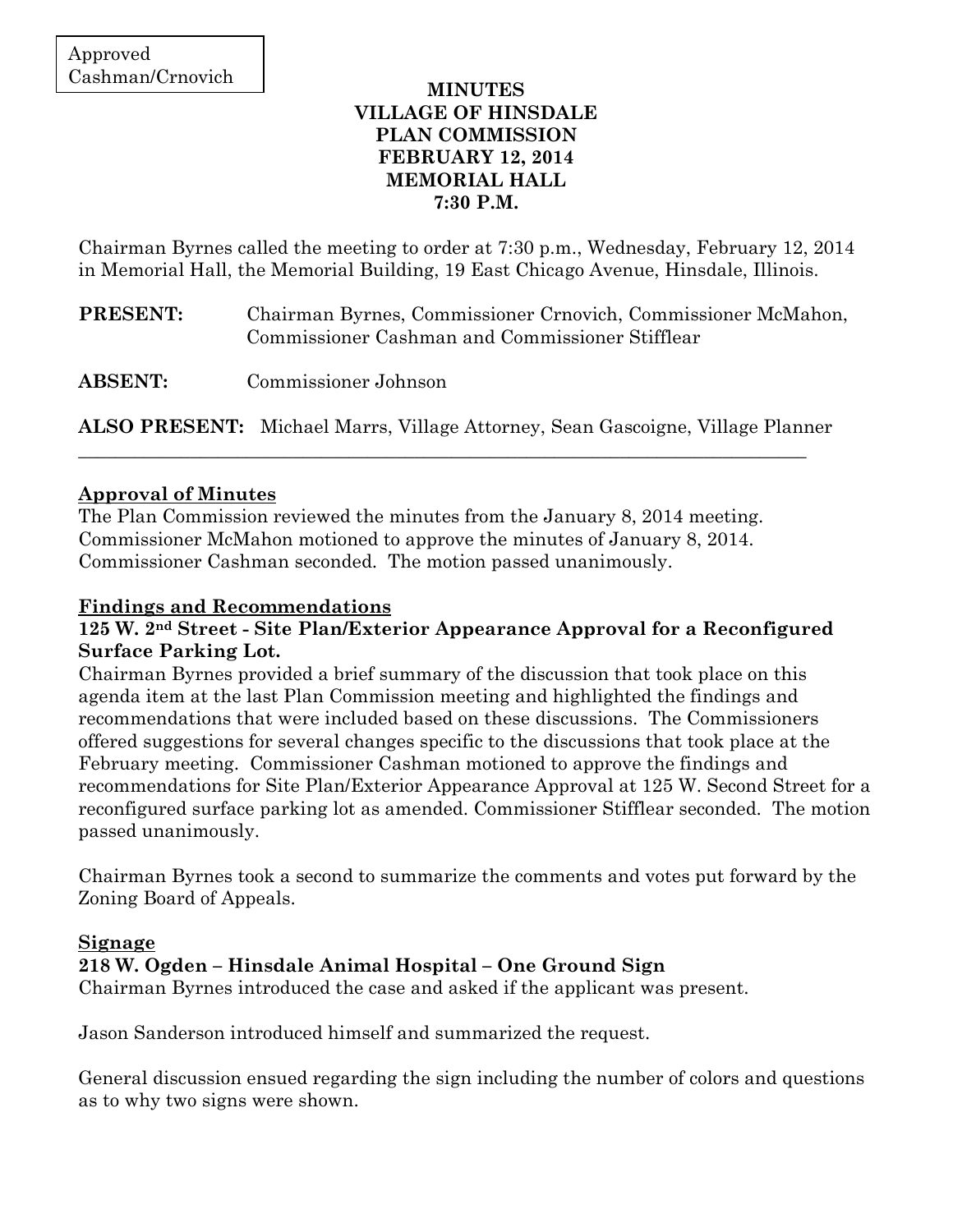Approved
Cashman/Crnovich

# MINUTES
# VILLAGE OF HINSDALE
# PLAN COMMISSION
# FEBRUARY 12, 2014
# MEMORIAL HALL
# 7:30 P.M.

Chairman Byrnes called the meeting to order at 7:30 p.m., Wednesday, February 12, 2014 in Memorial Hall, the Memorial Building, 19 East Chicago Avenue, Hinsdale, Illinois.

**PRESENT:** Chairman Byrnes, Commissioner Crnovich, Commissioner McMahon, Commissioner Cashman and Commissioner Stifflear

**ABSENT:** Commissioner Johnson

**ALSO PRESENT:** Michael Marrs, Village Attorney, Sean Gascoigne, Village Planner

---

## Approval of Minutes

The Plan Commission reviewed the minutes from the January 8, 2014 meeting. Commissioner McMahon motioned to approve the minutes of January 8, 2014. Commissioner Cashman seconded. The motion passed unanimously.

## Findings and Recommendations

### 125 W. 2nd Street - Site Plan/Exterior Appearance Approval for a Reconfigured Surface Parking Lot.

Chairman Byrnes provided a brief summary of the discussion that took place on this agenda item at the last Plan Commission meeting and highlighted the findings and recommendations that were included based on these discussions. The Commissioners offered suggestions for several changes specific to the discussions that took place at the February meeting. Commissioner Cashman motioned to approve the findings and recommendations for Site Plan/Exterior Appearance Approval at 125 W. Second Street for a reconfigured surface parking lot as amended. Commissioner Stifflear seconded. The motion passed unanimously.

Chairman Byrnes took a second to summarize the comments and votes put forward by the Zoning Board of Appeals.

## Signage

### 218 W. Ogden – Hinsdale Animal Hospital – One Ground Sign

Chairman Byrnes introduced the case and asked if the applicant was present.

Jason Sanderson introduced himself and summarized the request.

General discussion ensued regarding the sign including the number of colors and questions as to why two signs were shown.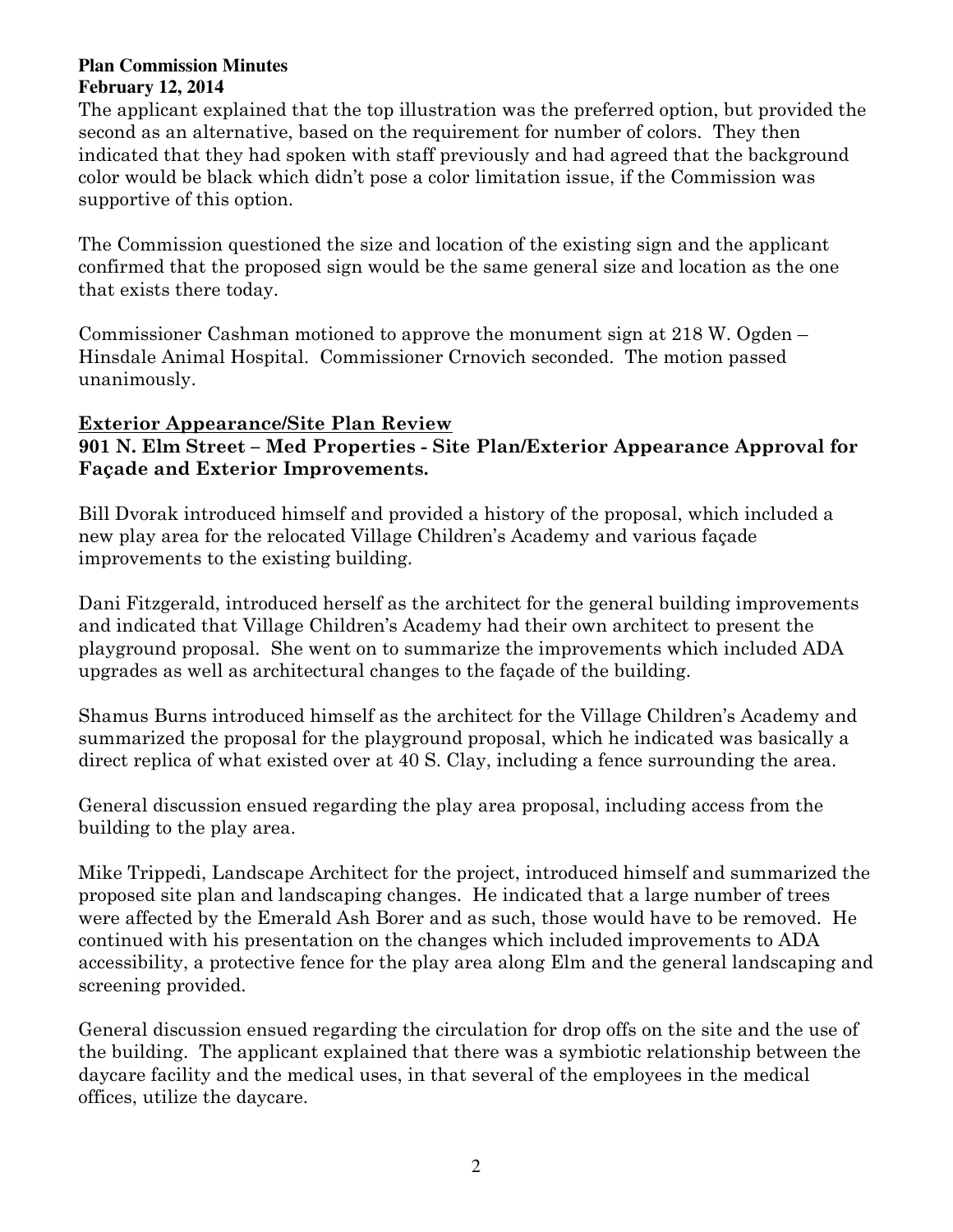The applicant explained that the top illustration was the preferred option, but provided the second as an alternative, based on the requirement for number of colors. They then indicated that they had spoken with staff previously and had agreed that the background color would be black which didn't pose a color limitation issue, if the Commission was supportive of this option.

The Commission questioned the size and location of the existing sign and the applicant confirmed that the proposed sign would be the same general size and location as the one that exists there today.

Commissioner Cashman motioned to approve the monument sign at 218 W. Ogden – Hinsdale Animal Hospital. Commissioner Crnovich seconded. The motion passed unanimously.

## Exterior Appearance/Site Plan Review

### 901 N. Elm Street – Med Properties - Site Plan/Exterior Appearance Approval for Façade and Exterior Improvements.

Bill Dvorak introduced himself and provided a history of the proposal, which included a new play area for the relocated Village Children's Academy and various façade improvements to the existing building.

Dani Fitzgerald, introduced herself as the architect for the general building improvements and indicated that Village Children's Academy had their own architect to present the playground proposal. She went on to summarize the improvements which included ADA upgrades as well as architectural changes to the façade of the building.

Shamus Burns introduced himself as the architect for the Village Children's Academy and summarized the proposal for the playground proposal, which he indicated was basically a direct replica of what existed over at 40 S. Clay, including a fence surrounding the area.

General discussion ensued regarding the play area proposal, including access from the building to the play area.

Mike Trippedi, Landscape Architect for the project, introduced himself and summarized the proposed site plan and landscaping changes. He indicated that a large number of trees were affected by the Emerald Ash Borer and as such, those would have to be removed. He continued with his presentation on the changes which included improvements to ADA accessibility, a protective fence for the play area along Elm and the general landscaping and screening provided.

General discussion ensued regarding the circulation for drop offs on the site and the use of the building. The applicant explained that there was a symbiotic relationship between the daycare facility and the medical uses, in that several of the employees in the medical offices, utilize the daycare.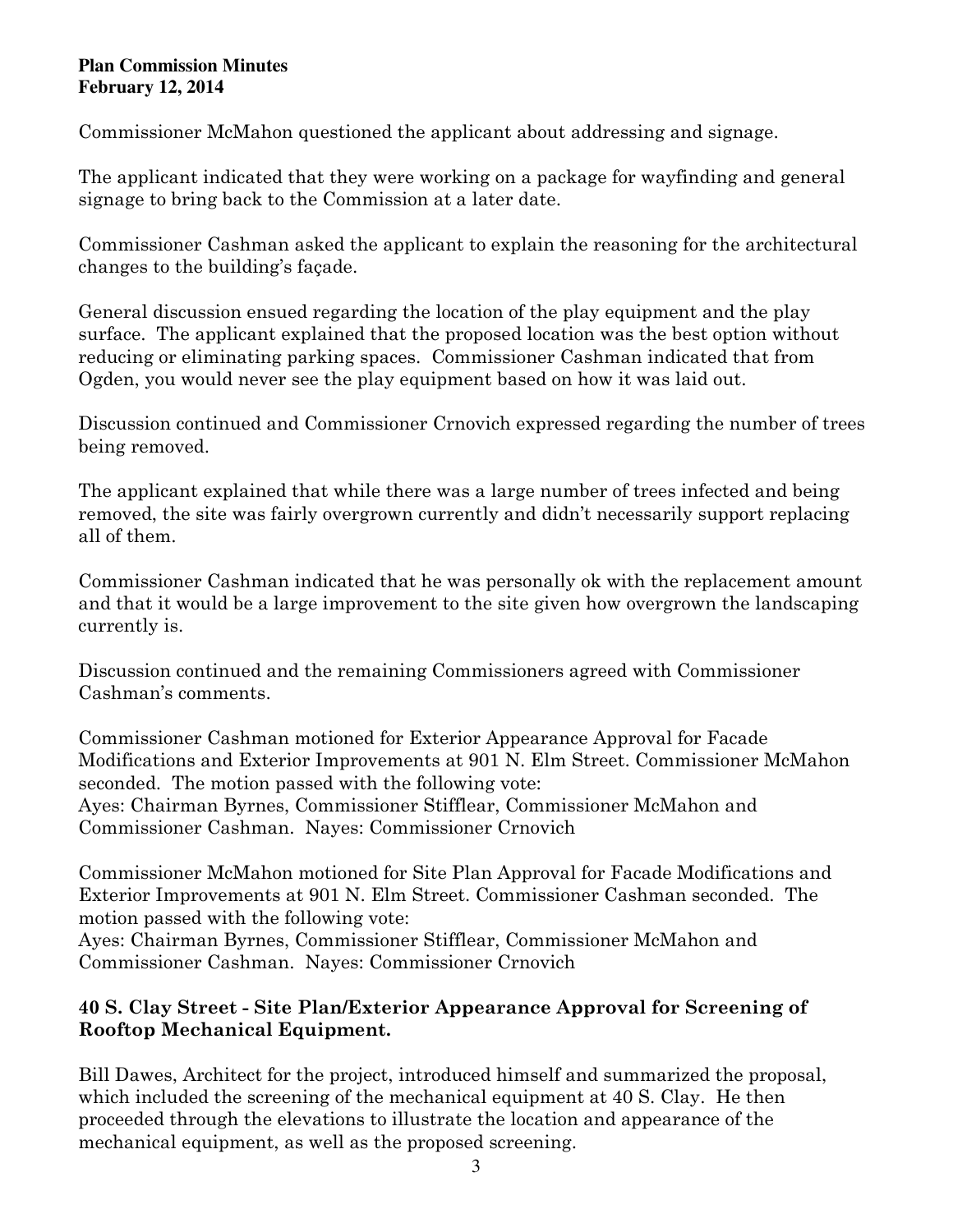Commissioner McMahon questioned the applicant about addressing and signage.

The applicant indicated that they were working on a package for wayfinding and general signage to bring back to the Commission at a later date.

Commissioner Cashman asked the applicant to explain the reasoning for the architectural changes to the building's façade.

General discussion ensued regarding the location of the play equipment and the play surface. The applicant explained that the proposed location was the best option without reducing or eliminating parking spaces. Commissioner Cashman indicated that from Ogden, you would never see the play equipment based on how it was laid out.

Discussion continued and Commissioner Crnovich expressed regarding the number of trees being removed.

The applicant explained that while there was a large number of trees infected and being removed, the site was fairly overgrown currently and didn't necessarily support replacing all of them.

Commissioner Cashman indicated that he was personally ok with the replacement amount and that it would be a large improvement to the site given how overgrown the landscaping currently is.

Discussion continued and the remaining Commissioners agreed with Commissioner Cashman's comments.

Commissioner Cashman motioned for Exterior Appearance Approval for Facade Modifications and Exterior Improvements at 901 N. Elm Street. Commissioner McMahon seconded. The motion passed with the following vote:
Ayes: Chairman Byrnes, Commissioner Stifflear, Commissioner McMahon and Commissioner Cashman. Nayes: Commissioner Crnovich

Commissioner McMahon motioned for Site Plan Approval for Facade Modifications and Exterior Improvements at 901 N. Elm Street. Commissioner Cashman seconded. The motion passed with the following vote:
Ayes: Chairman Byrnes, Commissioner Stifflear, Commissioner McMahon and Commissioner Cashman. Nayes: Commissioner Crnovich

**40 S. Clay Street - Site Plan/Exterior Appearance Approval for Screening of Rooftop Mechanical Equipment.**

Bill Dawes, Architect for the project, introduced himself and summarized the proposal, which included the screening of the mechanical equipment at 40 S. Clay. He then proceeded through the elevations to illustrate the location and appearance of the mechanical equipment, as well as the proposed screening.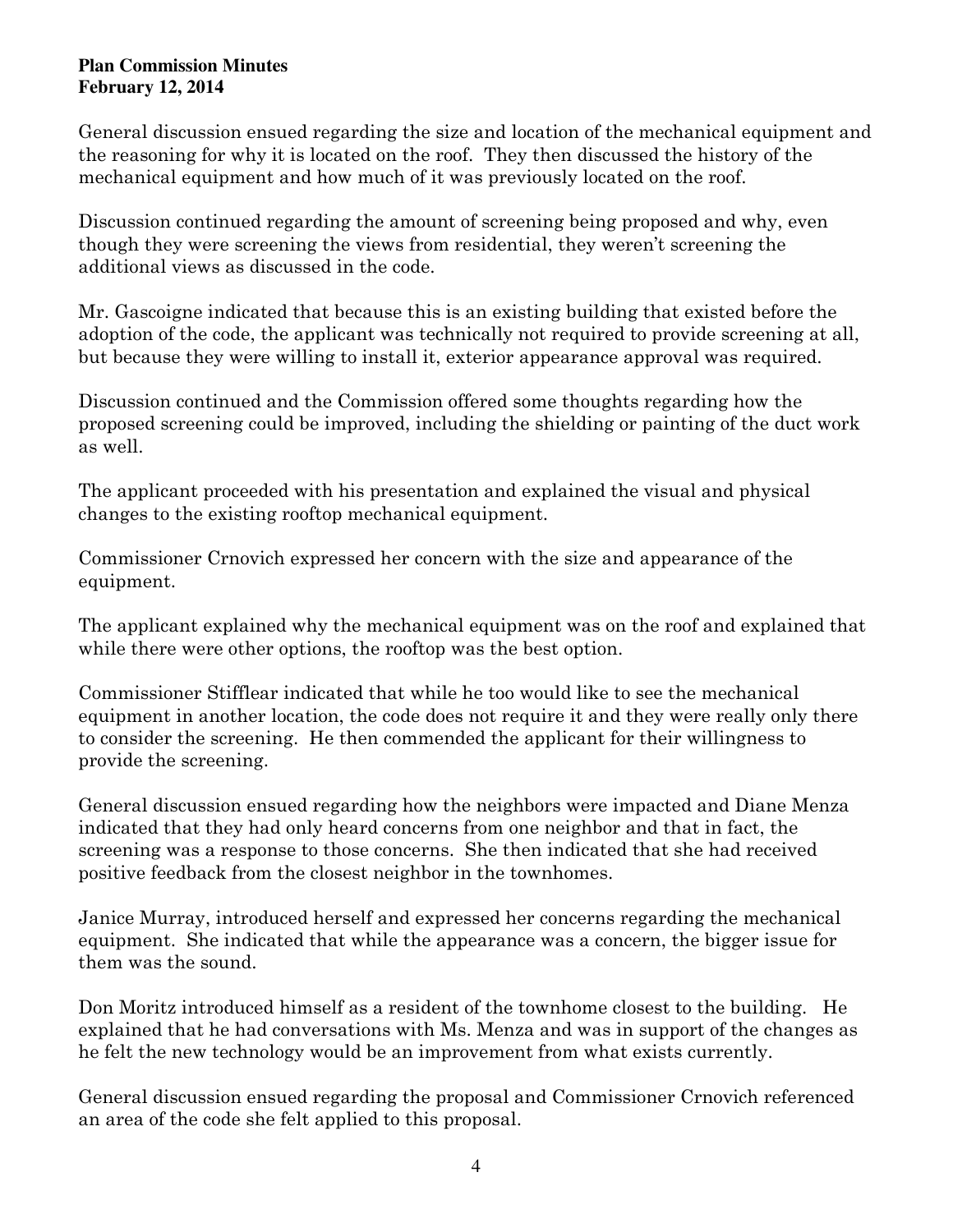General discussion ensued regarding the size and location of the mechanical equipment and the reasoning for why it is located on the roof. They then discussed the history of the mechanical equipment and how much of it was previously located on the roof.

Discussion continued regarding the amount of screening being proposed and why, even though they were screening the views from residential, they weren't screening the additional views as discussed in the code.

Mr. Gascoigne indicated that because this is an existing building that existed before the adoption of the code, the applicant was technically not required to provide screening at all, but because they were willing to install it, exterior appearance approval was required.

Discussion continued and the Commission offered some thoughts regarding how the proposed screening could be improved, including the shielding or painting of the duct work as well.

The applicant proceeded with his presentation and explained the visual and physical changes to the existing rooftop mechanical equipment.

Commissioner Crnovich expressed her concern with the size and appearance of the equipment.

The applicant explained why the mechanical equipment was on the roof and explained that while there were other options, the rooftop was the best option.

Commissioner Stifflear indicated that while he too would like to see the mechanical equipment in another location, the code does not require it and they were really only there to consider the screening. He then commended the applicant for their willingness to provide the screening.

General discussion ensued regarding how the neighbors were impacted and Diane Menza indicated that they had only heard concerns from one neighbor and that in fact, the screening was a response to those concerns. She then indicated that she had received positive feedback from the closest neighbor in the townhomes.

Janice Murray, introduced herself and expressed her concerns regarding the mechanical equipment. She indicated that while the appearance was a concern, the bigger issue for them was the sound.

Don Moritz introduced himself as a resident of the townhome closest to the building. He explained that he had conversations with Ms. Menza and was in support of the changes as he felt the new technology would be an improvement from what exists currently.

General discussion ensued regarding the proposal and Commissioner Crnovich referenced an area of the code she felt applied to this proposal.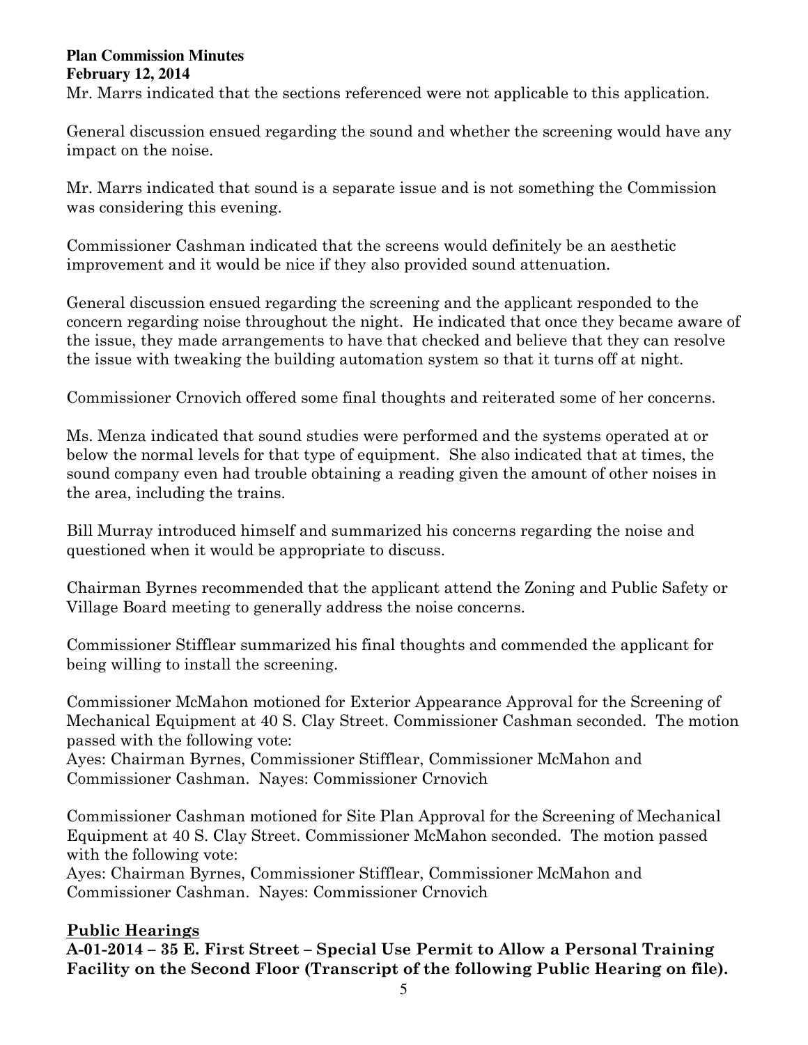Mr. Marrs indicated that the sections referenced were not applicable to this application.

General discussion ensued regarding the sound and whether the screening would have any impact on the noise.

Mr. Marrs indicated that sound is a separate issue and is not something the Commission was considering this evening.

Commissioner Cashman indicated that the screens would definitely be an aesthetic improvement and it would be nice if they also provided sound attenuation.

General discussion ensued regarding the screening and the applicant responded to the concern regarding noise throughout the night. He indicated that once they became aware of the issue, they made arrangements to have that checked and believe that they can resolve the issue with tweaking the building automation system so that it turns off at night.

Commissioner Crnovich offered some final thoughts and reiterated some of her concerns.

Ms. Menza indicated that sound studies were performed and the systems operated at or below the normal levels for that type of equipment. She also indicated that at times, the sound company even had trouble obtaining a reading given the amount of other noises in the area, including the trains.

Bill Murray introduced himself and summarized his concerns regarding the noise and questioned when it would be appropriate to discuss.

Chairman Byrnes recommended that the applicant attend the Zoning and Public Safety or Village Board meeting to generally address the noise concerns.

Commissioner Stifflear summarized his final thoughts and commended the applicant for being willing to install the screening.

Commissioner McMahon motioned for Exterior Appearance Approval for the Screening of Mechanical Equipment at 40 S. Clay Street. Commissioner Cashman seconded. The motion passed with the following vote:
Ayes: Chairman Byrnes, Commissioner Stifflear, Commissioner McMahon and Commissioner Cashman. Nayes: Commissioner Crnovich

Commissioner Cashman motioned for Site Plan Approval for the Screening of Mechanical Equipment at 40 S. Clay Street. Commissioner McMahon seconded. The motion passed with the following vote:
Ayes: Chairman Byrnes, Commissioner Stifflear, Commissioner McMahon and Commissioner Cashman. Nayes: Commissioner Crnovich

## Public Hearings

**A-01-2014 – 35 E. First Street – Special Use Permit to Allow a Personal Training Facility on the Second Floor (Transcript of the following Public Hearing on file).**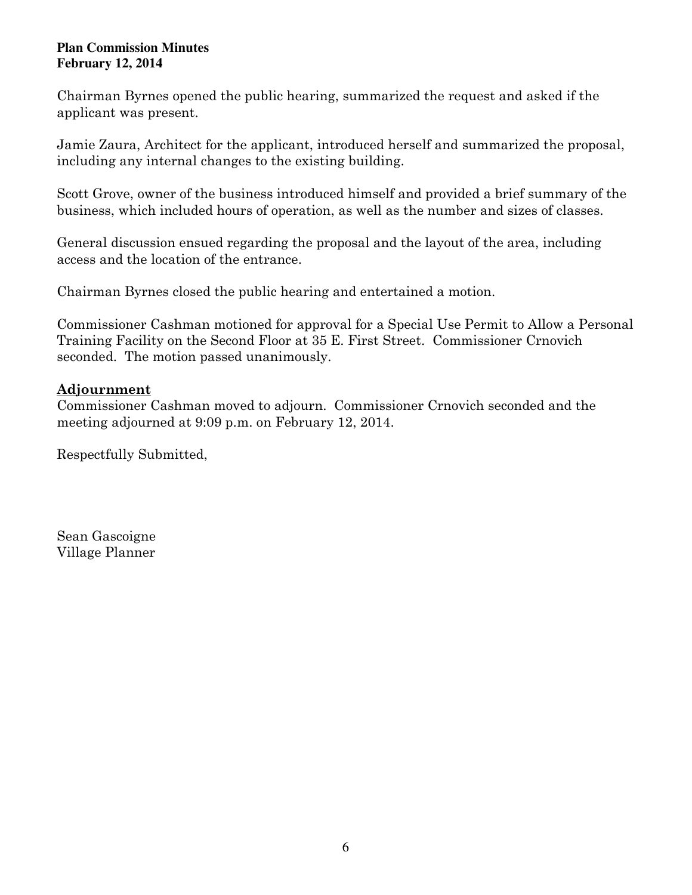Chairman Byrnes opened the public hearing, summarized the request and asked if the applicant was present.

Jamie Zaura, Architect for the applicant, introduced herself and summarized the proposal, including any internal changes to the existing building.

Scott Grove, owner of the business introduced himself and provided a brief summary of the business, which included hours of operation, as well as the number and sizes of classes.

General discussion ensued regarding the proposal and the layout of the area, including access and the location of the entrance.

Chairman Byrnes closed the public hearing and entertained a motion.

Commissioner Cashman motioned for approval for a Special Use Permit to Allow a Personal Training Facility on the Second Floor at 35 E. First Street. Commissioner Crnovich seconded. The motion passed unanimously.

## Adjournment

Commissioner Cashman moved to adjourn. Commissioner Crnovich seconded and the meeting adjourned at 9:09 p.m. on February 12, 2014.

Respectfully Submitted,

Sean Gascoigne
Village Planner